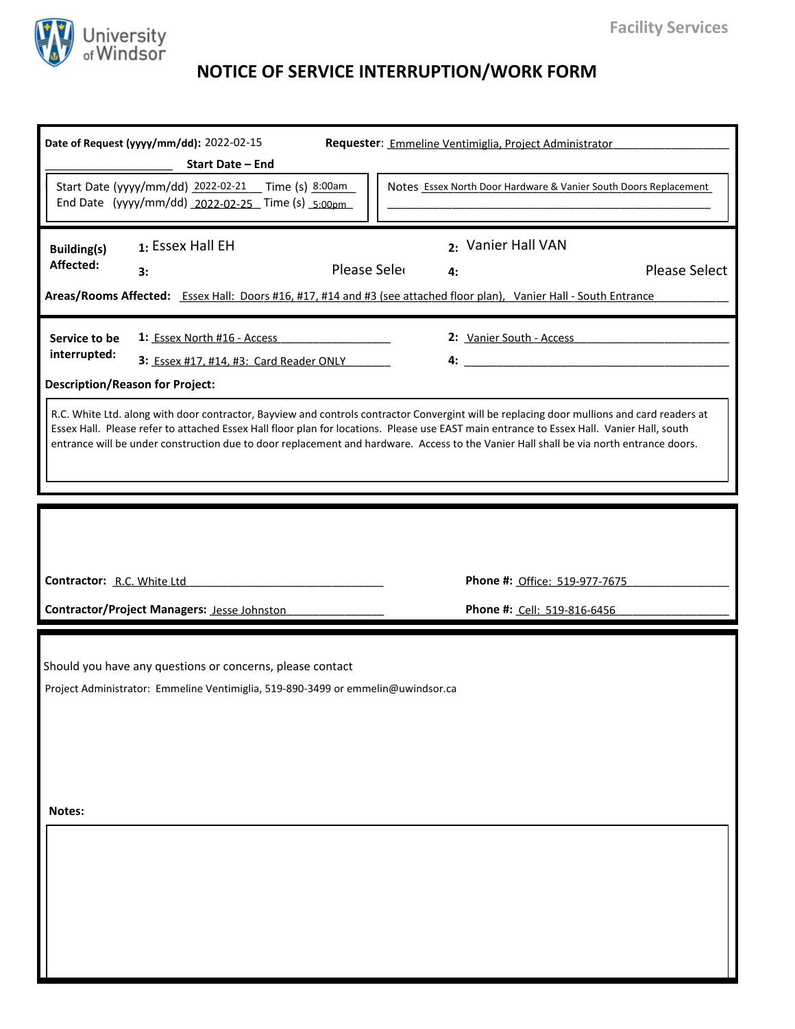University of Windsor

Facility Services

# NOTICE OF SERVICE INTERRUPTION/WORK FORM

**Date of Request (yyyy/mm/dd):** 2022-02-15

**Requester**: Emmeline Ventimiglia, Project Administrator

**Start Date – End**

Start Date (yyyy/mm/dd) 2022-02-21 Time (s) 8:00am
End Date (yyyy/mm/dd) 2022-02-25 Time (s) 5:00pm

Notes Essex North Door Hardware & Vanier South Doors Replacement

**Building(s) Affected:**

1: Essex Hall EH
2: Vanier Hall VAN
3: Please Selec
4: Please Select

**Areas/Rooms Affected:** Essex Hall: Doors #16, #17, #14 and #3 (see attached floor plan), Vanier Hall - South Entrance

**Service to be interrupted:**

1: Essex North #16 - Access
2: Vanier South - Access
3: Essex #17, #14, #3: Card Reader ONLY
4:

**Description/Reason for Project:**

R.C. White Ltd. along with door contractor, Bayview and controls contractor Convergint will be replacing door mullions and card readers at Essex Hall. Please refer to attached Essex Hall floor plan for locations. Please use EAST main entrance to Essex Hall. Vanier Hall, south entrance will be under construction due to door replacement and hardware. Access to the Vanier Hall shall be via north entrance doors.

**Contractor:** R.C. White Ltd

**Phone #:** Office: 519-977-7675

**Contractor/Project Managers:** Jesse Johnston

**Phone #:** Cell: 519-816-6456

Should you have any questions or concerns, please contact

Project Administrator: Emmeline Ventimiglia, 519-890-3499 or emmelin@uwindsor.ca

**Notes:**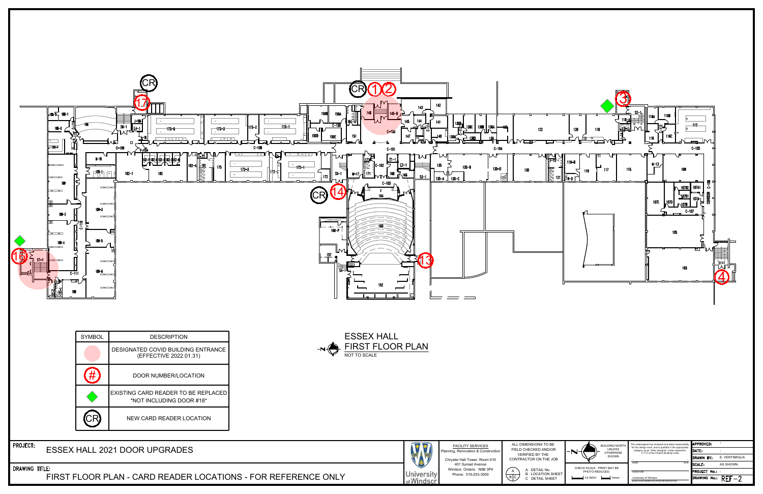# ESSEX HALL FIRST FLOOR PLAN

NOT TO SCALE

| SYMBOL | DESCRIPTION |
| --- | --- |
| (pink circle) | DESIGNATED COVID BUILDING ENTRANCE (EFFECTIVE 2022.01.31) |
| # | DOOR NUMBER/LOCATION |
| (green diamond) | EXISTING CARD READER TO BE REPLACED *NOT INCLUDING DOOR #18* |
| CR | NEW CARD READER LOCATION |

**PROJECT:** ESSEX HALL 2021 DOOR UPGRADES

**DRAWING TITLE:** FIRST FLOOR PLAN - CARD READER LOCATIONS - FOR REFERENCE ONLY

University of Windsor

FACILITY SERVICES
Planning, Renovation & Construction
Chrysler Hall Tower, Room 616
401 Sunset Avenue
Windsor, Ontario N9B 3P4
Phone: 519-253-3000

ALL DIMENSIONS TO BE FIELD CHECKED AND/OR VERIFIED BY THE CONTRACTOR ON THE JOB

A DETAIL No.
B LOCATION SHEET
C DETAIL SHEET

BUILDING NORTH UNLESS OTHERWISE SHOWN

CHECK SCALE - PRINT MAY BE PHOTO-REDUCED.
1/2 INCH 10mm

The undersigned has reviewed and takes responsibility for this design work, and is qualified in the appropriate category as an "other designer" under subsection 2.17.5 of the Ontario Building Code.

University of Windsor

| | |
| --- | --- |
| APPROVED: | - |
| DATE: | - |
| DRAWN BY: | E. VENTIMIGLIA |
| SCALE: | AS SHOWN |
| PROJECT No.: | - |
| DRAWING No.: | REF-2 |